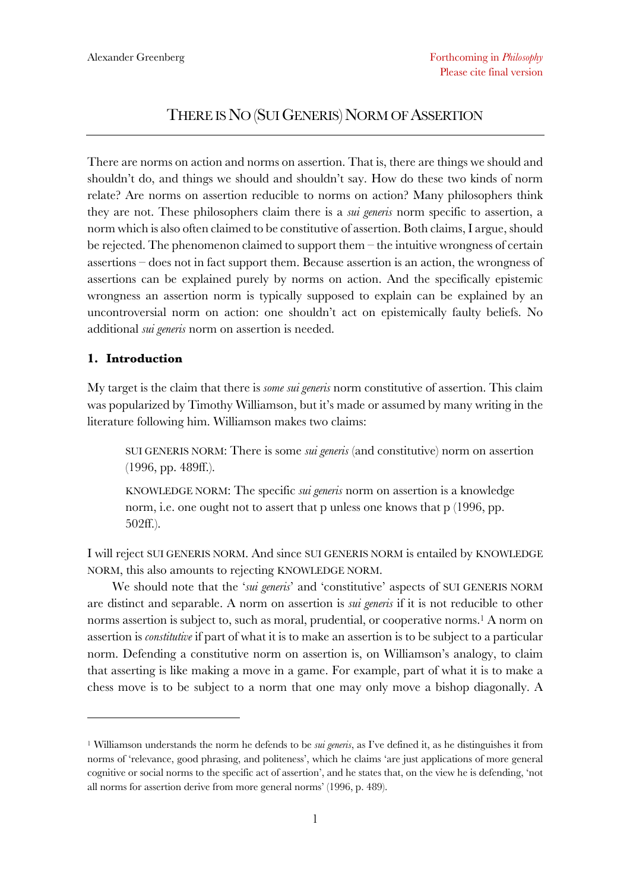Alexander Greenberg

Forthcoming in *Philosophy*
Please cite final version

# THERE IS NO (SUI GENERIS) NORM OF ASSERTION

There are norms on action and norms on assertion. That is, there are things we should and shouldn't do, and things we should and shouldn't say. How do these two kinds of norm relate? Are norms on assertion reducible to norms on action? Many philosophers think they are not. These philosophers claim there is a *sui generis* norm specific to assertion, a norm which is also often claimed to be constitutive of assertion. Both claims, I argue, should be rejected. The phenomenon claimed to support them – the intuitive wrongness of certain assertions – does not in fact support them. Because assertion is an action, the wrongness of assertions can be explained purely by norms on action. And the specifically epistemic wrongness an assertion norm is typically supposed to explain can be explained by an uncontroversial norm on action: one shouldn't act on epistemically faulty beliefs. No additional *sui generis* norm on assertion is needed.

## 1. Introduction

My target is the claim that there is *some sui generis* norm constitutive of assertion. This claim was popularized by Timothy Williamson, but it's made or assumed by many writing in the literature following him. Williamson makes two claims:

> SUI GENERIS NORM: There is some *sui generis* (and constitutive) norm on assertion (1996, pp. 489ff.).
>
> KNOWLEDGE NORM: The specific *sui generis* norm on assertion is a knowledge norm, i.e. one ought not to assert that p unless one knows that p (1996, pp. 502ff.).

I will reject SUI GENERIS NORM. And since SUI GENERIS NORM is entailed by KNOWLEDGE NORM, this also amounts to rejecting KNOWLEDGE NORM.

We should note that the '*sui generis*' and 'constitutive' aspects of SUI GENERIS NORM are distinct and separable. A norm on assertion is *sui generis* if it is not reducible to other norms assertion is subject to, such as moral, prudential, or cooperative norms.[1] A norm on assertion is *constitutive* if part of what it is to make an assertion is to be subject to a particular norm. Defending a constitutive norm on assertion is, on Williamson's analogy, to claim that asserting is like making a move in a game. For example, part of what it is to make a chess move is to be subject to a norm that one may only move a bishop diagonally. A

[1] Williamson understands the norm he defends to be *sui generis*, as I've defined it, as he distinguishes it from norms of 'relevance, good phrasing, and politeness', which he claims 'are just applications of more general cognitive or social norms to the specific act of assertion', and he states that, on the view he is defending, 'not all norms for assertion derive from more general norms' (1996, p. 489).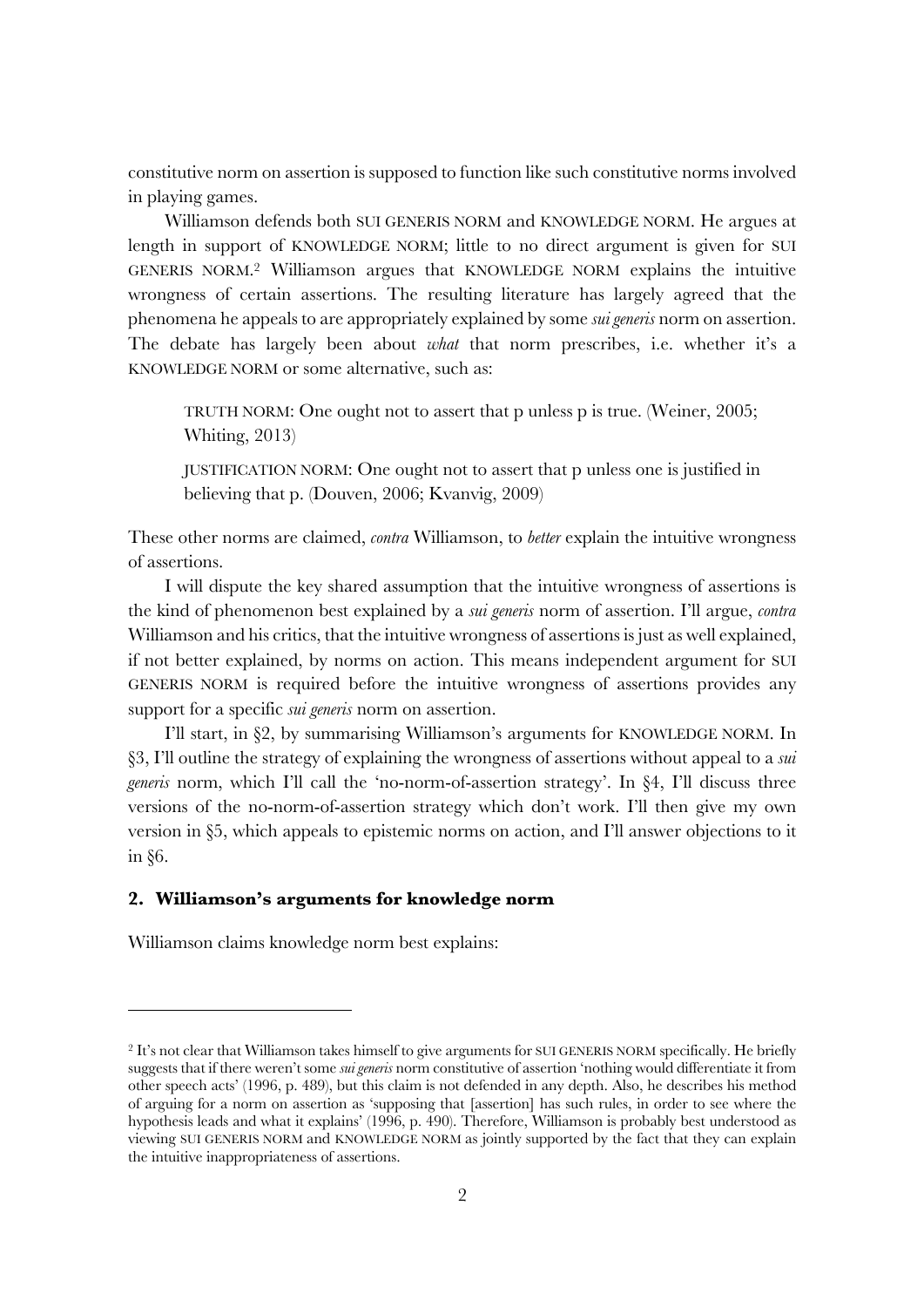constitutive norm on assertion is supposed to function like such constitutive norms involved in playing games.

Williamson defends both SUI GENERIS NORM and KNOWLEDGE NORM. He argues at length in support of KNOWLEDGE NORM; little to no direct argument is given for SUI GENERIS NORM.[2] Williamson argues that KNOWLEDGE NORM explains the intuitive wrongness of certain assertions. The resulting literature has largely agreed that the phenomena he appeals to are appropriately explained by some *sui generis* norm on assertion. The debate has largely been about *what* that norm prescribes, i.e. whether it's a KNOWLEDGE NORM or some alternative, such as:

> TRUTH NORM: One ought not to assert that p unless p is true. (Weiner, 2005; Whiting, 2013)
>
> JUSTIFICATION NORM: One ought not to assert that p unless one is justified in believing that p. (Douven, 2006; Kvanvig, 2009)

These other norms are claimed, *contra* Williamson, to *better* explain the intuitive wrongness of assertions.

I will dispute the key shared assumption that the intuitive wrongness of assertions is the kind of phenomenon best explained by a *sui generis* norm of assertion. I'll argue, *contra* Williamson and his critics, that the intuitive wrongness of assertions is just as well explained, if not better explained, by norms on action. This means independent argument for SUI GENERIS NORM is required before the intuitive wrongness of assertions provides any support for a specific *sui generis* norm on assertion.

I'll start, in §2, by summarising Williamson's arguments for KNOWLEDGE NORM. In §3, I'll outline the strategy of explaining the wrongness of assertions without appeal to a *sui generis* norm, which I'll call the 'no-norm-of-assertion strategy'. In §4, I'll discuss three versions of the no-norm-of-assertion strategy which don't work. I'll then give my own version in §5, which appeals to epistemic norms on action, and I'll answer objections to it in §6.

## 2. Williamson's arguments for knowledge norm

Williamson claims knowledge norm best explains:

---

[2] It's not clear that Williamson takes himself to give arguments for SUI GENERIS NORM specifically. He briefly suggests that if there weren't some *sui generis* norm constitutive of assertion 'nothing would differentiate it from other speech acts' (1996, p. 489), but this claim is not defended in any depth. Also, he describes his method of arguing for a norm on assertion as 'supposing that [assertion] has such rules, in order to see where the hypothesis leads and what it explains' (1996, p. 490). Therefore, Williamson is probably best understood as viewing SUI GENERIS NORM and KNOWLEDGE NORM as jointly supported by the fact that they can explain the intuitive inappropriateness of assertions.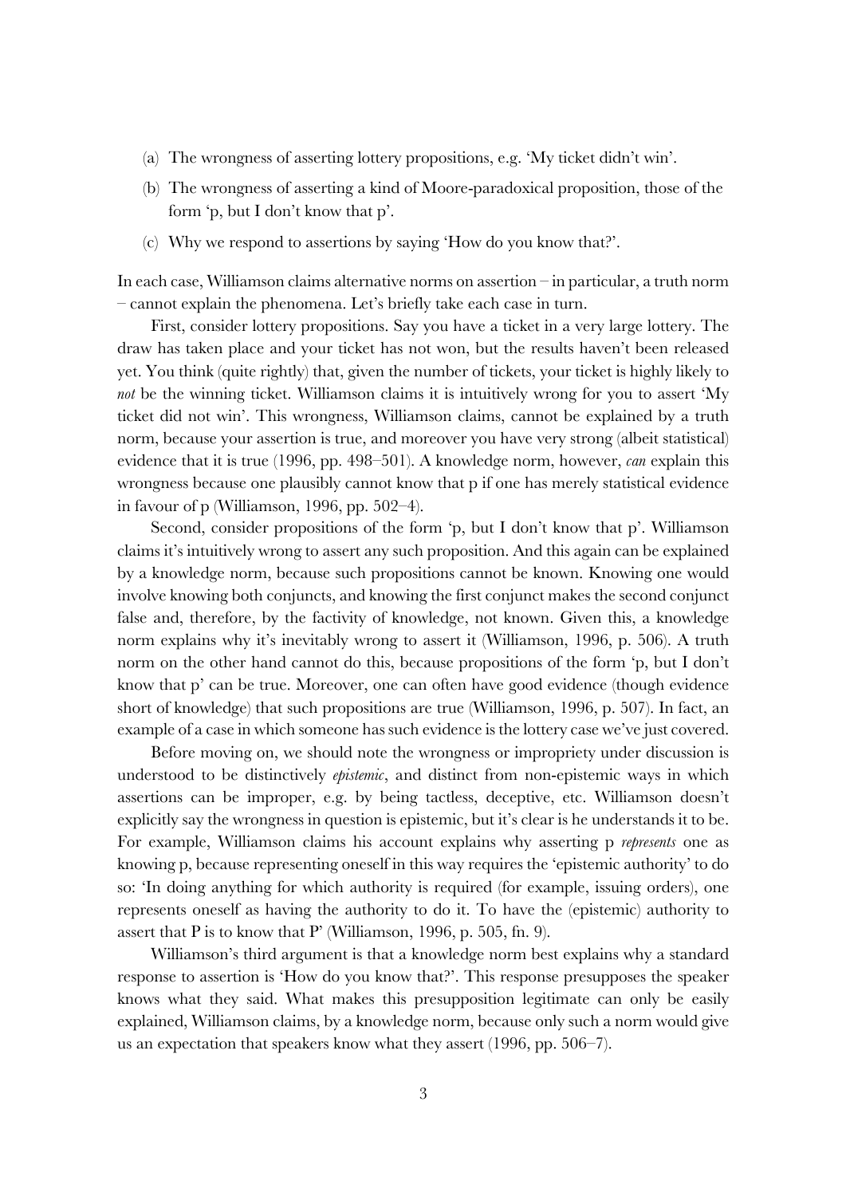(a) The wrongness of asserting lottery propositions, e.g. 'My ticket didn't win'.

(b) The wrongness of asserting a kind of Moore-paradoxical proposition, those of the form 'p, but I don't know that p'.

(c) Why we respond to assertions by saying 'How do you know that?'.

In each case, Williamson claims alternative norms on assertion – in particular, a truth norm – cannot explain the phenomena. Let's briefly take each case in turn.

First, consider lottery propositions. Say you have a ticket in a very large lottery. The draw has taken place and your ticket has not won, but the results haven't been released yet. You think (quite rightly) that, given the number of tickets, your ticket is highly likely to *not* be the winning ticket. Williamson claims it is intuitively wrong for you to assert 'My ticket did not win'. This wrongness, Williamson claims, cannot be explained by a truth norm, because your assertion is true, and moreover you have very strong (albeit statistical) evidence that it is true (1996, pp. 498–501). A knowledge norm, however, *can* explain this wrongness because one plausibly cannot know that p if one has merely statistical evidence in favour of p (Williamson, 1996, pp. 502–4).

Second, consider propositions of the form 'p, but I don't know that p'. Williamson claims it's intuitively wrong to assert any such proposition. And this again can be explained by a knowledge norm, because such propositions cannot be known. Knowing one would involve knowing both conjuncts, and knowing the first conjunct makes the second conjunct false and, therefore, by the factivity of knowledge, not known. Given this, a knowledge norm explains why it's inevitably wrong to assert it (Williamson, 1996, p. 506). A truth norm on the other hand cannot do this, because propositions of the form 'p, but I don't know that p' can be true. Moreover, one can often have good evidence (though evidence short of knowledge) that such propositions are true (Williamson, 1996, p. 507). In fact, an example of a case in which someone has such evidence is the lottery case we've just covered.

Before moving on, we should note the wrongness or impropriety under discussion is understood to be distinctively *epistemic*, and distinct from non-epistemic ways in which assertions can be improper, e.g. by being tactless, deceptive, etc. Williamson doesn't explicitly say the wrongness in question is epistemic, but it's clear is he understands it to be. For example, Williamson claims his account explains why asserting p *represents* one as knowing p, because representing oneself in this way requires the 'epistemic authority' to do so: 'In doing anything for which authority is required (for example, issuing orders), one represents oneself as having the authority to do it. To have the (epistemic) authority to assert that P is to know that P' (Williamson, 1996, p. 505, fn. 9).

Williamson's third argument is that a knowledge norm best explains why a standard response to assertion is 'How do you know that?'. This response presupposes the speaker knows what they said. What makes this presupposition legitimate can only be easily explained, Williamson claims, by a knowledge norm, because only such a norm would give us an expectation that speakers know what they assert (1996, pp. 506–7).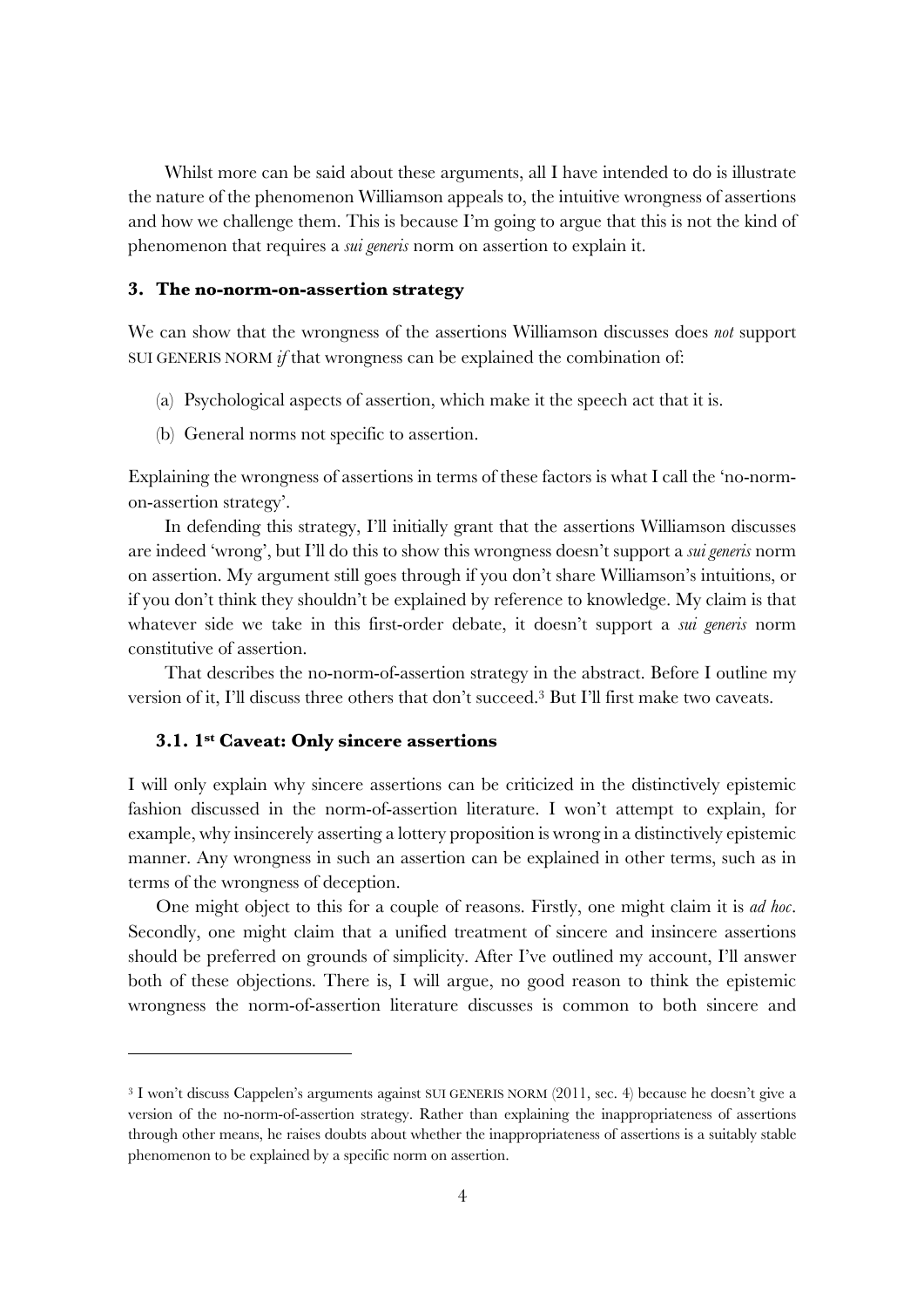Whilst more can be said about these arguments, all I have intended to do is illustrate the nature of the phenomenon Williamson appeals to, the intuitive wrongness of assertions and how we challenge them. This is because I'm going to argue that this is not the kind of phenomenon that requires a *sui generis* norm on assertion to explain it.

## 3. The no-norm-on-assertion strategy

We can show that the wrongness of the assertions Williamson discusses does *not* support SUI GENERIS NORM *if* that wrongness can be explained the combination of:

(a) Psychological aspects of assertion, which make it the speech act that it is.

(b) General norms not specific to assertion.

Explaining the wrongness of assertions in terms of these factors is what I call the 'no-norm-on-assertion strategy'.

In defending this strategy, I'll initially grant that the assertions Williamson discusses are indeed 'wrong', but I'll do this to show this wrongness doesn't support a *sui generis* norm on assertion. My argument still goes through if you don't share Williamson's intuitions, or if you don't think they shouldn't be explained by reference to knowledge. My claim is that whatever side we take in this first-order debate, it doesn't support a *sui generis* norm constitutive of assertion.

That describes the no-norm-of-assertion strategy in the abstract. Before I outline my version of it, I'll discuss three others that don't succeed.[3] But I'll first make two caveats.

### 3.1. 1st Caveat: Only sincere assertions

I will only explain why sincere assertions can be criticized in the distinctively epistemic fashion discussed in the norm-of-assertion literature. I won't attempt to explain, for example, why insincerely asserting a lottery proposition is wrong in a distinctively epistemic manner. Any wrongness in such an assertion can be explained in other terms, such as in terms of the wrongness of deception.

One might object to this for a couple of reasons. Firstly, one might claim it is *ad hoc*. Secondly, one might claim that a unified treatment of sincere and insincere assertions should be preferred on grounds of simplicity. After I've outlined my account, I'll answer both of these objections. There is, I will argue, no good reason to think the epistemic wrongness the norm-of-assertion literature discusses is common to both sincere and

[3] I won't discuss Cappelen's arguments against SUI GENERIS NORM (2011, sec. 4) because he doesn't give a version of the no-norm-of-assertion strategy. Rather than explaining the inappropriateness of assertions through other means, he raises doubts about whether the inappropriateness of assertions is a suitably stable phenomenon to be explained by a specific norm on assertion.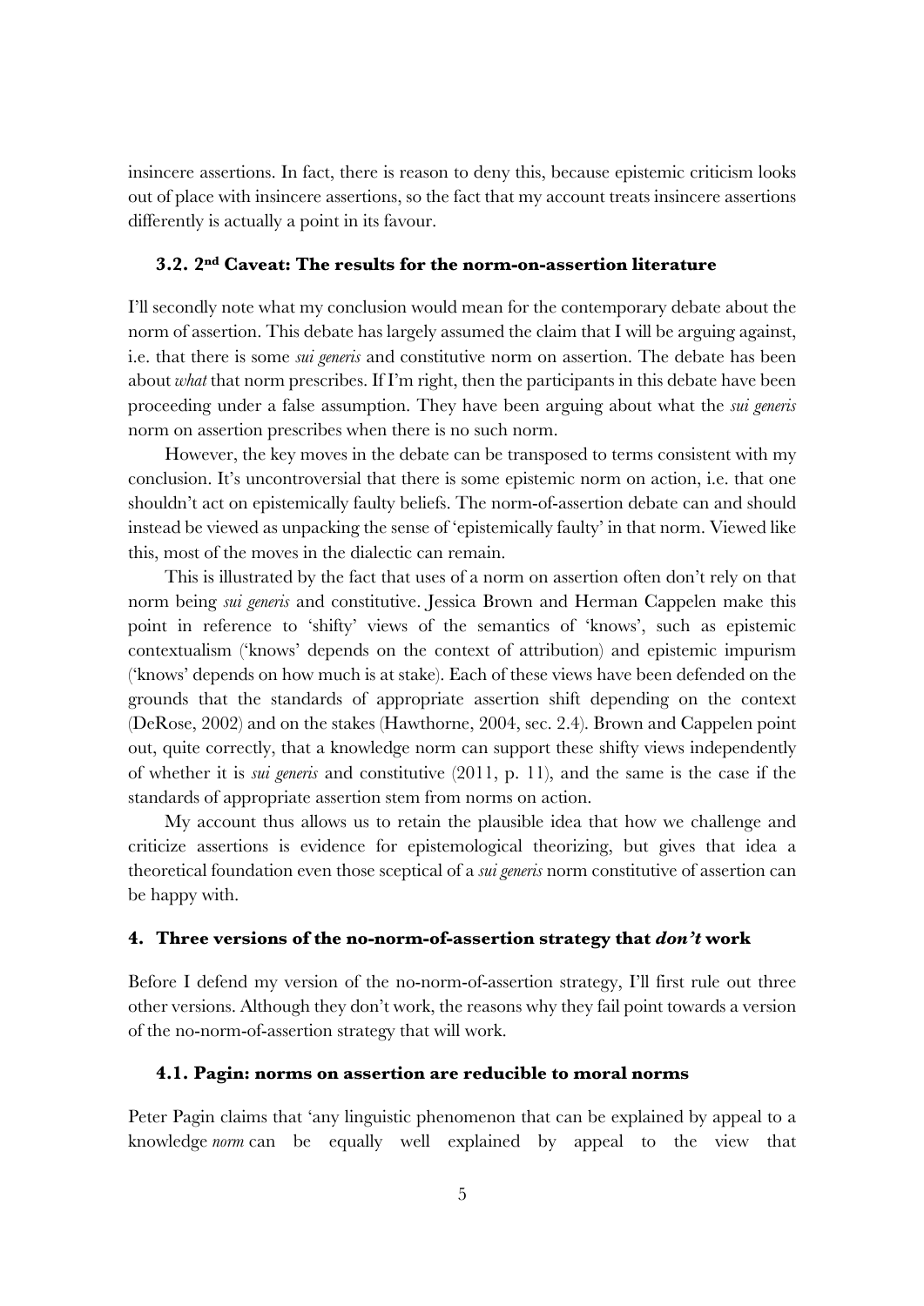insincere assertions. In fact, there is reason to deny this, because epistemic criticism looks out of place with insincere assertions, so the fact that my account treats insincere assertions differently is actually a point in its favour.

### 3.2. 2nd Caveat: The results for the norm-on-assertion literature

I'll secondly note what my conclusion would mean for the contemporary debate about the norm of assertion. This debate has largely assumed the claim that I will be arguing against, i.e. that there is some *sui generis* and constitutive norm on assertion. The debate has been about *what* that norm prescribes. If I'm right, then the participants in this debate have been proceeding under a false assumption. They have been arguing about what the *sui generis* norm on assertion prescribes when there is no such norm.

However, the key moves in the debate can be transposed to terms consistent with my conclusion. It's uncontroversial that there is some epistemic norm on action, i.e. that one shouldn't act on epistemically faulty beliefs. The norm-of-assertion debate can and should instead be viewed as unpacking the sense of 'epistemically faulty' in that norm. Viewed like this, most of the moves in the dialectic can remain.

This is illustrated by the fact that uses of a norm on assertion often don't rely on that norm being *sui generis* and constitutive. Jessica Brown and Herman Cappelen make this point in reference to 'shifty' views of the semantics of 'knows', such as epistemic contextualism ('knows' depends on the context of attribution) and epistemic impurism ('knows' depends on how much is at stake). Each of these views have been defended on the grounds that the standards of appropriate assertion shift depending on the context (DeRose, 2002) and on the stakes (Hawthorne, 2004, sec. 2.4). Brown and Cappelen point out, quite correctly, that a knowledge norm can support these shifty views independently of whether it is *sui generis* and constitutive (2011, p. 11), and the same is the case if the standards of appropriate assertion stem from norms on action.

My account thus allows us to retain the plausible idea that how we challenge and criticize assertions is evidence for epistemological theorizing, but gives that idea a theoretical foundation even those sceptical of a *sui generis* norm constitutive of assertion can be happy with.

## 4. Three versions of the no-norm-of-assertion strategy that *don't* work

Before I defend my version of the no-norm-of-assertion strategy, I'll first rule out three other versions. Although they don't work, the reasons why they fail point towards a version of the no-norm-of-assertion strategy that will work.

### 4.1. Pagin: norms on assertion are reducible to moral norms

Peter Pagin claims that 'any linguistic phenomenon that can be explained by appeal to a knowledge *norm* can be equally well explained by appeal to the view that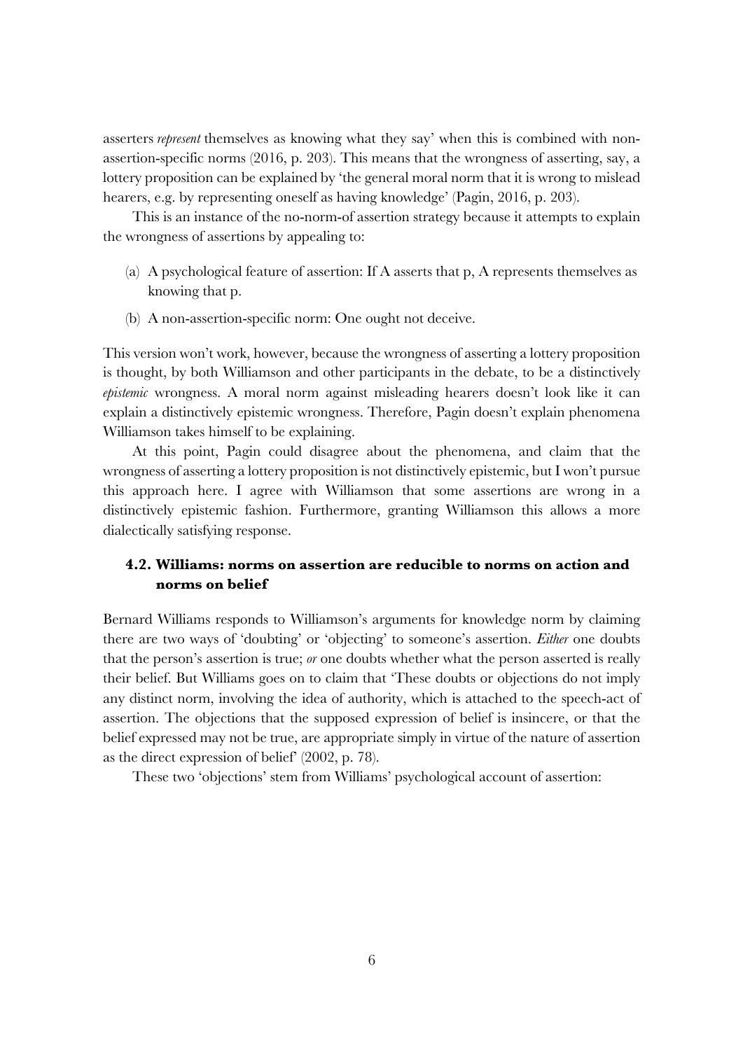asserters *represent* themselves as knowing what they say' when this is combined with non-assertion-specific norms (2016, p. 203). This means that the wrongness of asserting, say, a lottery proposition can be explained by 'the general moral norm that it is wrong to mislead hearers, e.g. by representing oneself as having knowledge' (Pagin, 2016, p. 203).

This is an instance of the no-norm-of assertion strategy because it attempts to explain the wrongness of assertions by appealing to:

(a) A psychological feature of assertion: If A asserts that p, A represents themselves as knowing that p.

(b) A non-assertion-specific norm: One ought not deceive.

This version won't work, however, because the wrongness of asserting a lottery proposition is thought, by both Williamson and other participants in the debate, to be a distinctively *epistemic* wrongness. A moral norm against misleading hearers doesn't look like it can explain a distinctively epistemic wrongness. Therefore, Pagin doesn't explain phenomena Williamson takes himself to be explaining.

At this point, Pagin could disagree about the phenomena, and claim that the wrongness of asserting a lottery proposition is not distinctively epistemic, but I won't pursue this approach here. I agree with Williamson that some assertions are wrong in a distinctively epistemic fashion. Furthermore, granting Williamson this allows a more dialectically satisfying response.

### 4.2. Williams: norms on assertion are reducible to norms on action and norms on belief

Bernard Williams responds to Williamson's arguments for knowledge norm by claiming there are two ways of 'doubting' or 'objecting' to someone's assertion. *Either* one doubts that the person's assertion is true; *or* one doubts whether what the person asserted is really their belief. But Williams goes on to claim that 'These doubts or objections do not imply any distinct norm, involving the idea of authority, which is attached to the speech-act of assertion. The objections that the supposed expression of belief is insincere, or that the belief expressed may not be true, are appropriate simply in virtue of the nature of assertion as the direct expression of belief' (2002, p. 78).

These two 'objections' stem from Williams' psychological account of assertion: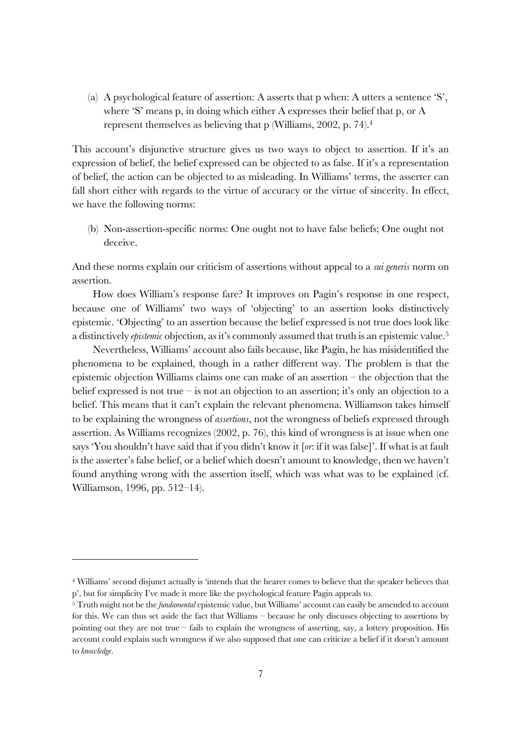(a) A psychological feature of assertion: A asserts that p when: A utters a sentence 'S', where 'S' means p, in doing which either A expresses their belief that p, or A represent themselves as believing that p (Williams, 2002, p. 74).[4]

This account's disjunctive structure gives us two ways to object to assertion. If it's an expression of belief, the belief expressed can be objected to as false. If it's a representation of belief, the action can be objected to as misleading. In Williams' terms, the asserter can fall short either with regards to the virtue of accuracy or the virtue of sincerity. In effect, we have the following norms:

(b) Non-assertion-specific norms: One ought not to have false beliefs; One ought not deceive.

And these norms explain our criticism of assertions without appeal to a *sui generis* norm on assertion.

How does William's response fare? It improves on Pagin's response in one respect, because one of Williams' two ways of 'objecting' to an assertion looks distinctively epistemic. 'Objecting' to an assertion because the belief expressed is not true does look like a distinctively *epistemic* objection, as it's commonly assumed that truth is an epistemic value.[5]

Nevertheless, Williams' account also fails because, like Pagin, he has misidentified the phenomena to be explained, though in a rather different way. The problem is that the epistemic objection Williams claims one can make of an assertion – the objection that the belief expressed is not true – is not an objection to an assertion; it's only an objection to a belief. This means that it can't explain the relevant phenomena. Williamson takes himself to be explaining the wrongness of *assertions*, not the wrongness of beliefs expressed through assertion. As Williams recognizes (2002, p. 76), this kind of wrongness is at issue when one says 'You shouldn't have said that if you didn't know it [*or*: if it was false]'. If what is at fault is the asserter's false belief, or a belief which doesn't amount to knowledge, then we haven't found anything wrong with the assertion itself, which was what was to be explained (cf. Williamson, 1996, pp. 512–14).

---

[4] Williams' second disjunct actually is 'intends that the hearer comes to believe that the speaker believes that p', but for simplicity I've made it more like the psychological feature Pagin appeals to.

[5] Truth might not be the *fundamental* epistemic value, but Williams' account can easily be amended to account for this. We can thus set aside the fact that Williams – because he only discusses objecting to assertions by pointing out they are not true – fails to explain the wrongness of asserting, say, a lottery proposition. His account could explain such wrongness if we also supposed that one can criticize a belief if it doesn't amount to *knowledge*.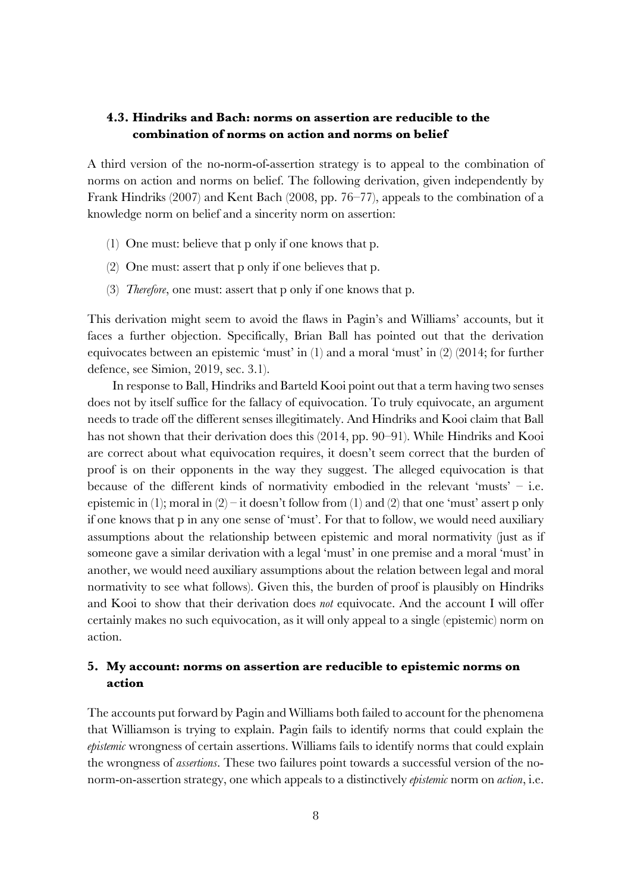### 4.3. Hindriks and Bach: norms on assertion are reducible to the combination of norms on action and norms on belief

A third version of the no-norm-of-assertion strategy is to appeal to the combination of norms on action and norms on belief. The following derivation, given independently by Frank Hindriks (2007) and Kent Bach (2008, pp. 76–77), appeals to the combination of a knowledge norm on belief and a sincerity norm on assertion:

(1) One must: believe that p only if one knows that p.

(2) One must: assert that p only if one believes that p.

(3) *Therefore*, one must: assert that p only if one knows that p.

This derivation might seem to avoid the flaws in Pagin's and Williams' accounts, but it faces a further objection. Specifically, Brian Ball has pointed out that the derivation equivocates between an epistemic 'must' in (1) and a moral 'must' in (2) (2014; for further defence, see Simion, 2019, sec. 3.1).

In response to Ball, Hindriks and Barteld Kooi point out that a term having two senses does not by itself suffice for the fallacy of equivocation. To truly equivocate, an argument needs to trade off the different senses illegitimately. And Hindriks and Kooi claim that Ball has not shown that their derivation does this (2014, pp. 90–91). While Hindriks and Kooi are correct about what equivocation requires, it doesn't seem correct that the burden of proof is on their opponents in the way they suggest. The alleged equivocation is that because of the different kinds of normativity embodied in the relevant 'musts' – i.e. epistemic in (1); moral in (2) – it doesn't follow from (1) and (2) that one 'must' assert p only if one knows that p in any one sense of 'must'. For that to follow, we would need auxiliary assumptions about the relationship between epistemic and moral normativity (just as if someone gave a similar derivation with a legal 'must' in one premise and a moral 'must' in another, we would need auxiliary assumptions about the relation between legal and moral normativity to see what follows). Given this, the burden of proof is plausibly on Hindriks and Kooi to show that their derivation does *not* equivocate. And the account I will offer certainly makes no such equivocation, as it will only appeal to a single (epistemic) norm on action.

## 5. My account: norms on assertion are reducible to epistemic norms on action

The accounts put forward by Pagin and Williams both failed to account for the phenomena that Williamson is trying to explain. Pagin fails to identify norms that could explain the *epistemic* wrongness of certain assertions. Williams fails to identify norms that could explain the wrongness of *assertions*. These two failures point towards a successful version of the no-norm-on-assertion strategy, one which appeals to a distinctively *epistemic* norm on *action*, i.e.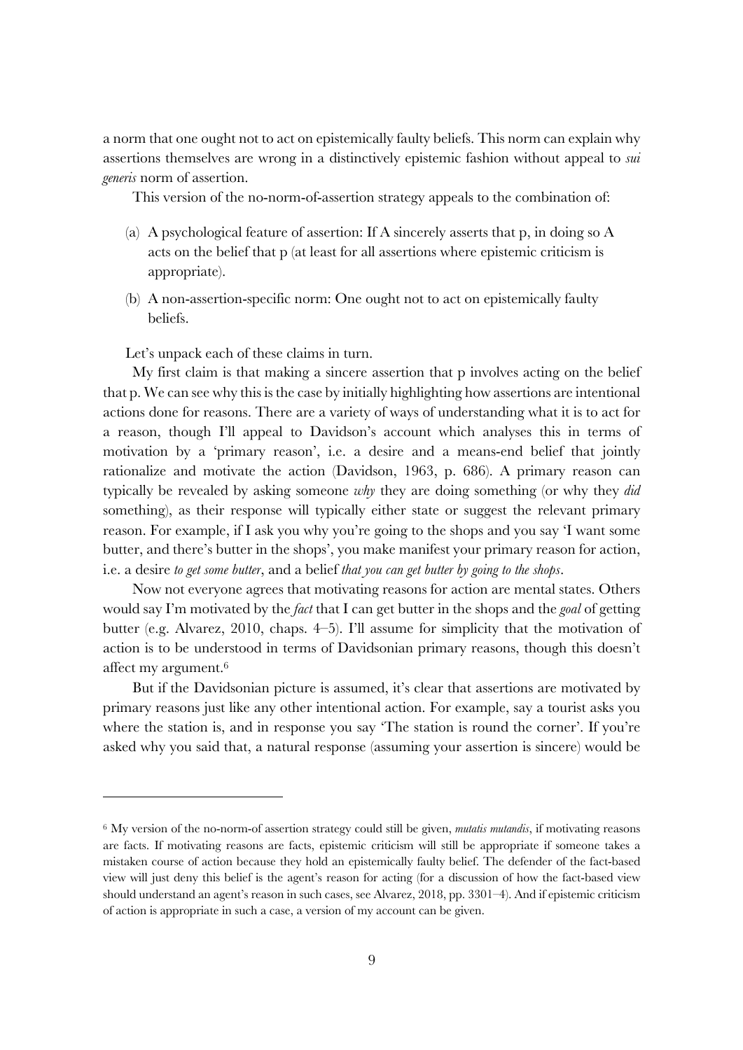a norm that one ought not to act on epistemically faulty beliefs. This norm can explain why assertions themselves are wrong in a distinctively epistemic fashion without appeal to *sui generis* norm of assertion.

This version of the no-norm-of-assertion strategy appeals to the combination of:

(a) A psychological feature of assertion: If A sincerely asserts that p, in doing so A acts on the belief that p (at least for all assertions where epistemic criticism is appropriate).

(b) A non-assertion-specific norm: One ought not to act on epistemically faulty beliefs.

Let's unpack each of these claims in turn.

My first claim is that making a sincere assertion that p involves acting on the belief that p. We can see why this is the case by initially highlighting how assertions are intentional actions done for reasons. There are a variety of ways of understanding what it is to act for a reason, though I'll appeal to Davidson's account which analyses this in terms of motivation by a 'primary reason', i.e. a desire and a means-end belief that jointly rationalize and motivate the action (Davidson, 1963, p. 686). A primary reason can typically be revealed by asking someone *why* they are doing something (or why they *did* something), as their response will typically either state or suggest the relevant primary reason. For example, if I ask you why you're going to the shops and you say 'I want some butter, and there's butter in the shops', you make manifest your primary reason for action, i.e. a desire *to get some butter*, and a belief *that you can get butter by going to the shops*.

Now not everyone agrees that motivating reasons for action are mental states. Others would say I'm motivated by the *fact* that I can get butter in the shops and the *goal* of getting butter (e.g. Alvarez, 2010, chaps. 4–5). I'll assume for simplicity that the motivation of action is to be understood in terms of Davidsonian primary reasons, though this doesn't affect my argument.[6]

But if the Davidsonian picture is assumed, it's clear that assertions are motivated by primary reasons just like any other intentional action. For example, say a tourist asks you where the station is, and in response you say 'The station is round the corner'. If you're asked why you said that, a natural response (assuming your assertion is sincere) would be

---

[6] My version of the no-norm-of assertion strategy could still be given, *mutatis mutandis*, if motivating reasons are facts. If motivating reasons are facts, epistemic criticism will still be appropriate if someone takes a mistaken course of action because they hold an epistemically faulty belief. The defender of the fact-based view will just deny this belief is the agent's reason for acting (for a discussion of how the fact-based view should understand an agent's reason in such cases, see Alvarez, 2018, pp. 3301–4). And if epistemic criticism of action is appropriate in such a case, a version of my account can be given.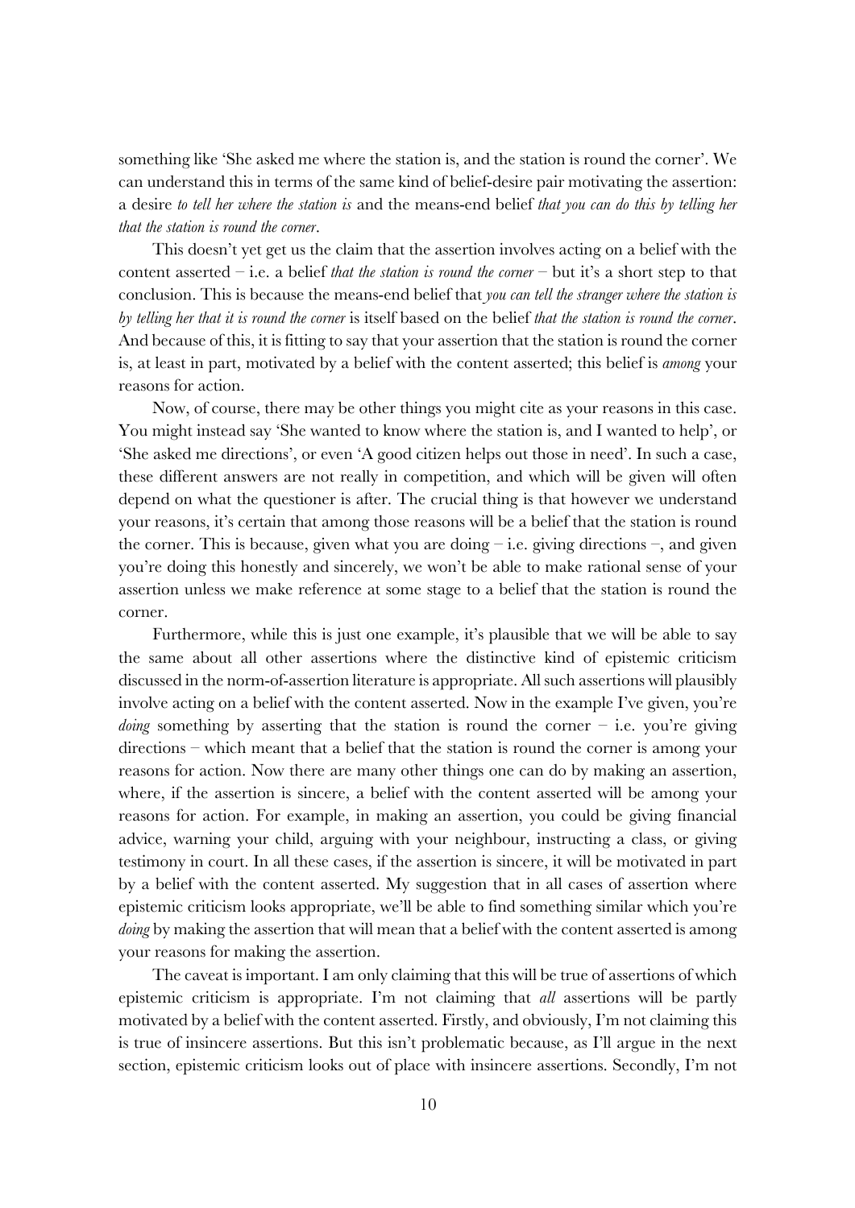something like 'She asked me where the station is, and the station is round the corner'. We can understand this in terms of the same kind of belief-desire pair motivating the assertion: a desire *to tell her where the station is* and the means-end belief *that you can do this by telling her that the station is round the corner*.

This doesn't yet get us the claim that the assertion involves acting on a belief with the content asserted – i.e. a belief *that the station is round the corner* – but it's a short step to that conclusion. This is because the means-end belief that *you can tell the stranger where the station is by telling her that it is round the corner* is itself based on the belief *that the station is round the corner*. And because of this, it is fitting to say that your assertion that the station is round the corner is, at least in part, motivated by a belief with the content asserted; this belief is *among* your reasons for action.

Now, of course, there may be other things you might cite as your reasons in this case. You might instead say 'She wanted to know where the station is, and I wanted to help', or 'She asked me directions', or even 'A good citizen helps out those in need'. In such a case, these different answers are not really in competition, and which will be given will often depend on what the questioner is after. The crucial thing is that however we understand your reasons, it's certain that among those reasons will be a belief that the station is round the corner. This is because, given what you are doing – i.e. giving directions –, and given you're doing this honestly and sincerely, we won't be able to make rational sense of your assertion unless we make reference at some stage to a belief that the station is round the corner.

Furthermore, while this is just one example, it's plausible that we will be able to say the same about all other assertions where the distinctive kind of epistemic criticism discussed in the norm-of-assertion literature is appropriate. All such assertions will plausibly involve acting on a belief with the content asserted. Now in the example I've given, you're *doing* something by asserting that the station is round the corner – i.e. you're giving directions – which meant that a belief that the station is round the corner is among your reasons for action. Now there are many other things one can do by making an assertion, where, if the assertion is sincere, a belief with the content asserted will be among your reasons for action. For example, in making an assertion, you could be giving financial advice, warning your child, arguing with your neighbour, instructing a class, or giving testimony in court. In all these cases, if the assertion is sincere, it will be motivated in part by a belief with the content asserted. My suggestion that in all cases of assertion where epistemic criticism looks appropriate, we'll be able to find something similar which you're *doing* by making the assertion that will mean that a belief with the content asserted is among your reasons for making the assertion.

The caveat is important. I am only claiming that this will be true of assertions of which epistemic criticism is appropriate. I'm not claiming that *all* assertions will be partly motivated by a belief with the content asserted. Firstly, and obviously, I'm not claiming this is true of insincere assertions. But this isn't problematic because, as I'll argue in the next section, epistemic criticism looks out of place with insincere assertions. Secondly, I'm not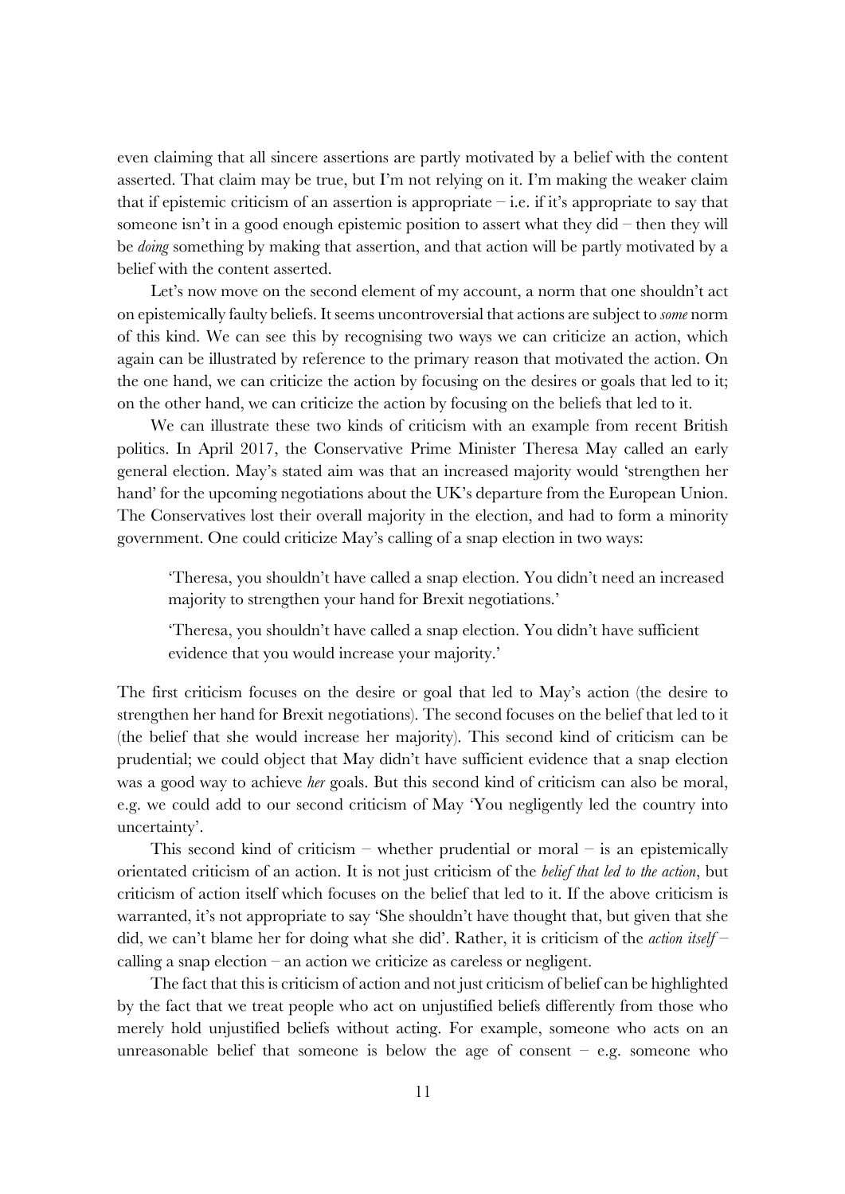even claiming that all sincere assertions are partly motivated by a belief with the content asserted. That claim may be true, but I'm not relying on it. I'm making the weaker claim that if epistemic criticism of an assertion is appropriate – i.e. if it's appropriate to say that someone isn't in a good enough epistemic position to assert what they did – then they will be *doing* something by making that assertion, and that action will be partly motivated by a belief with the content asserted.

Let's now move on the second element of my account, a norm that one shouldn't act on epistemically faulty beliefs. It seems uncontroversial that actions are subject to *some* norm of this kind. We can see this by recognising two ways we can criticize an action, which again can be illustrated by reference to the primary reason that motivated the action. On the one hand, we can criticize the action by focusing on the desires or goals that led to it; on the other hand, we can criticize the action by focusing on the beliefs that led to it.

We can illustrate these two kinds of criticism with an example from recent British politics. In April 2017, the Conservative Prime Minister Theresa May called an early general election. May's stated aim was that an increased majority would 'strengthen her hand' for the upcoming negotiations about the UK's departure from the European Union. The Conservatives lost their overall majority in the election, and had to form a minority government. One could criticize May's calling of a snap election in two ways:

> 'Theresa, you shouldn't have called a snap election. You didn't need an increased majority to strengthen your hand for Brexit negotiations.'
>
> 'Theresa, you shouldn't have called a snap election. You didn't have sufficient evidence that you would increase your majority.'

The first criticism focuses on the desire or goal that led to May's action (the desire to strengthen her hand for Brexit negotiations). The second focuses on the belief that led to it (the belief that she would increase her majority). This second kind of criticism can be prudential; we could object that May didn't have sufficient evidence that a snap election was a good way to achieve *her* goals. But this second kind of criticism can also be moral, e.g. we could add to our second criticism of May 'You negligently led the country into uncertainty'.

This second kind of criticism – whether prudential or moral – is an epistemically orientated criticism of an action. It is not just criticism of the *belief that led to the action*, but criticism of action itself which focuses on the belief that led to it. If the above criticism is warranted, it's not appropriate to say 'She shouldn't have thought that, but given that she did, we can't blame her for doing what she did'. Rather, it is criticism of the *action itself* – calling a snap election – an action we criticize as careless or negligent.

The fact that this is criticism of action and not just criticism of belief can be highlighted by the fact that we treat people who act on unjustified beliefs differently from those who merely hold unjustified beliefs without acting. For example, someone who acts on an unreasonable belief that someone is below the age of consent – e.g. someone who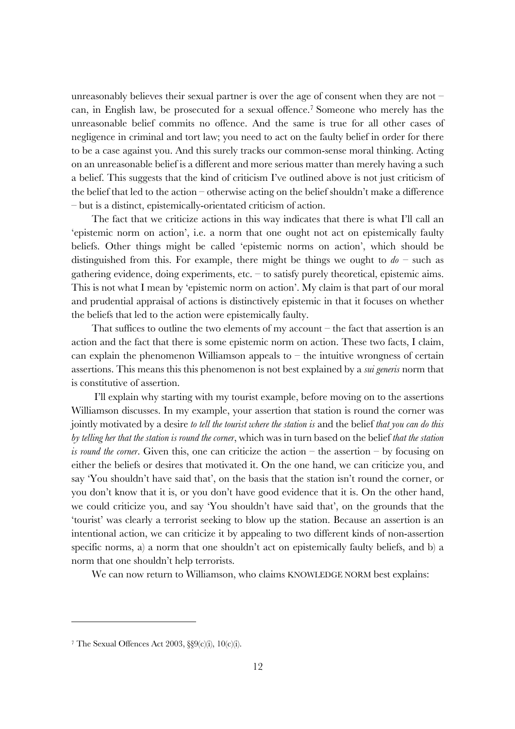unreasonably believes their sexual partner is over the age of consent when they are not – can, in English law, be prosecuted for a sexual offence.[7] Someone who merely has the unreasonable belief commits no offence. And the same is true for all other cases of negligence in criminal and tort law; you need to act on the faulty belief in order for there to be a case against you. And this surely tracks our common-sense moral thinking. Acting on an unreasonable belief is a different and more serious matter than merely having a such a belief. This suggests that the kind of criticism I've outlined above is not just criticism of the belief that led to the action – otherwise acting on the belief shouldn't make a difference – but is a distinct, epistemically-orientated criticism of action.

The fact that we criticize actions in this way indicates that there is what I'll call an 'epistemic norm on action', i.e. a norm that one ought not act on epistemically faulty beliefs. Other things might be called 'epistemic norms on action', which should be distinguished from this. For example, there might be things we ought to *do* – such as gathering evidence, doing experiments, etc. – to satisfy purely theoretical, epistemic aims. This is not what I mean by 'epistemic norm on action'. My claim is that part of our moral and prudential appraisal of actions is distinctively epistemic in that it focuses on whether the beliefs that led to the action were epistemically faulty.

That suffices to outline the two elements of my account – the fact that assertion is an action and the fact that there is some epistemic norm on action. These two facts, I claim, can explain the phenomenon Williamson appeals to – the intuitive wrongness of certain assertions. This means this this phenomenon is not best explained by a *sui generis* norm that is constitutive of assertion.

I'll explain why starting with my tourist example, before moving on to the assertions Williamson discusses. In my example, your assertion that station is round the corner was jointly motivated by a desire *to tell the tourist where the station is* and the belief *that you can do this by telling her that the station is round the corner*, which was in turn based on the belief *that the station is round the corner*. Given this, one can criticize the action – the assertion – by focusing on either the beliefs or desires that motivated it. On the one hand, we can criticize you, and say 'You shouldn't have said that', on the basis that the station isn't round the corner, or you don't know that it is, or you don't have good evidence that it is. On the other hand, we could criticize you, and say 'You shouldn't have said that', on the grounds that the 'tourist' was clearly a terrorist seeking to blow up the station. Because an assertion is an intentional action, we can criticize it by appealing to two different kinds of non-assertion specific norms, a) a norm that one shouldn't act on epistemically faulty beliefs, and b) a norm that one shouldn't help terrorists.

We can now return to Williamson, who claims KNOWLEDGE NORM best explains:

---

[7] The Sexual Offences Act 2003, §§9(c)(i), 10(c)(i).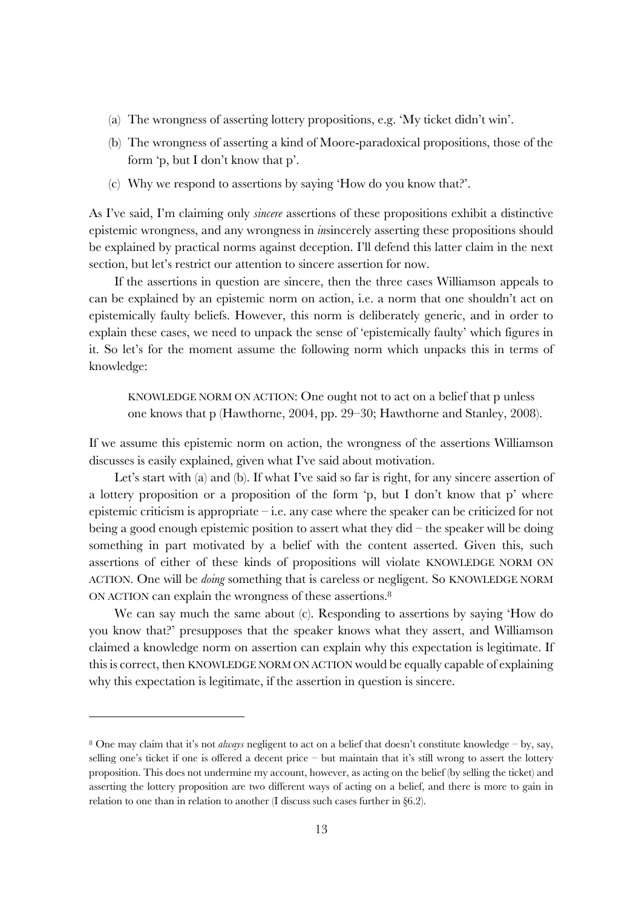(a) The wrongness of asserting lottery propositions, e.g. 'My ticket didn't win'.

(b) The wrongness of asserting a kind of Moore-paradoxical propositions, those of the form 'p, but I don't know that p'.

(c) Why we respond to assertions by saying 'How do you know that?'.

As I've said, I'm claiming only *sincere* assertions of these propositions exhibit a distinctive epistemic wrongness, and any wrongness in *in*sincerely asserting these propositions should be explained by practical norms against deception. I'll defend this latter claim in the next section, but let's restrict our attention to sincere assertion for now.

If the assertions in question are sincere, then the three cases Williamson appeals to can be explained by an epistemic norm on action, i.e. a norm that one shouldn't act on epistemically faulty beliefs. However, this norm is deliberately generic, and in order to explain these cases, we need to unpack the sense of 'epistemically faulty' which figures in it. So let's for the moment assume the following norm which unpacks this in terms of knowledge:

> KNOWLEDGE NORM ON ACTION: One ought not to act on a belief that p unless one knows that p (Hawthorne, 2004, pp. 29–30; Hawthorne and Stanley, 2008).

If we assume this epistemic norm on action, the wrongness of the assertions Williamson discusses is easily explained, given what I've said about motivation.

Let's start with (a) and (b). If what I've said so far is right, for any sincere assertion of a lottery proposition or a proposition of the form 'p, but I don't know that p' where epistemic criticism is appropriate – i.e. any case where the speaker can be criticized for not being a good enough epistemic position to assert what they did – the speaker will be doing something in part motivated by a belief with the content asserted. Given this, such assertions of either of these kinds of propositions will violate KNOWLEDGE NORM ON ACTION. One will be *doing* something that is careless or negligent. So KNOWLEDGE NORM ON ACTION can explain the wrongness of these assertions.[8]

We can say much the same about (c). Responding to assertions by saying 'How do you know that?' presupposes that the speaker knows what they assert, and Williamson claimed a knowledge norm on assertion can explain why this expectation is legitimate. If this is correct, then KNOWLEDGE NORM ON ACTION would be equally capable of explaining why this expectation is legitimate, if the assertion in question is sincere.

---

[8] One may claim that it's not *always* negligent to act on a belief that doesn't constitute knowledge – by, say, selling one's ticket if one is offered a decent price – but maintain that it's still wrong to assert the lottery proposition. This does not undermine my account, however, as acting on the belief (by selling the ticket) and asserting the lottery proposition are two different ways of acting on a belief, and there is more to gain in relation to one than in relation to another (I discuss such cases further in §6.2).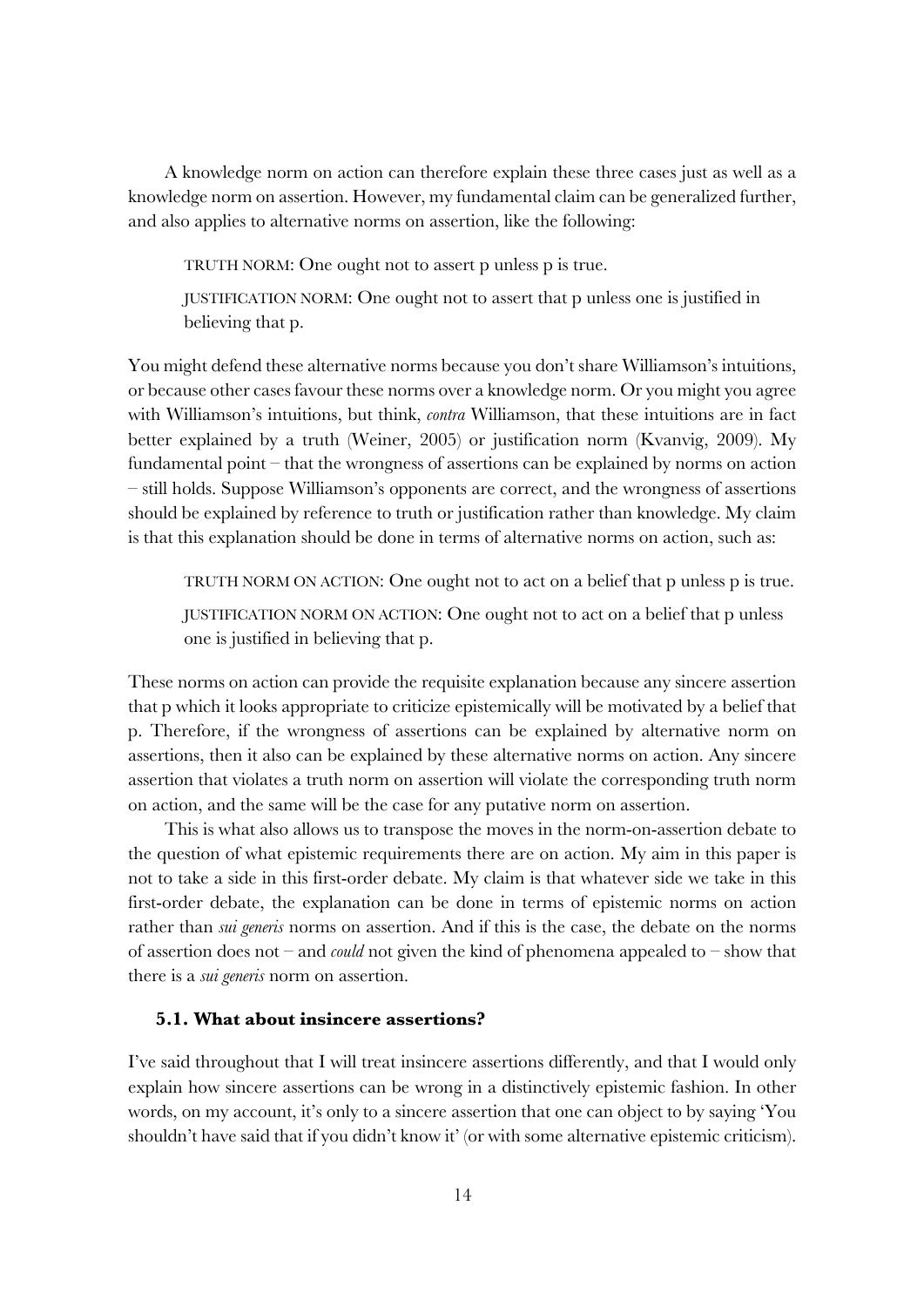A knowledge norm on action can therefore explain these three cases just as well as a knowledge norm on assertion. However, my fundamental claim can be generalized further, and also applies to alternative norms on assertion, like the following:

> TRUTH NORM: One ought not to assert p unless p is true.
>
> JUSTIFICATION NORM: One ought not to assert that p unless one is justified in believing that p.

You might defend these alternative norms because you don't share Williamson's intuitions, or because other cases favour these norms over a knowledge norm. Or you might you agree with Williamson's intuitions, but think, *contra* Williamson, that these intuitions are in fact better explained by a truth (Weiner, 2005) or justification norm (Kvanvig, 2009). My fundamental point – that the wrongness of assertions can be explained by norms on action – still holds. Suppose Williamson's opponents are correct, and the wrongness of assertions should be explained by reference to truth or justification rather than knowledge. My claim is that this explanation should be done in terms of alternative norms on action, such as:

> TRUTH NORM ON ACTION: One ought not to act on a belief that p unless p is true.
>
> JUSTIFICATION NORM ON ACTION: One ought not to act on a belief that p unless one is justified in believing that p.

These norms on action can provide the requisite explanation because any sincere assertion that p which it looks appropriate to criticize epistemically will be motivated by a belief that p. Therefore, if the wrongness of assertions can be explained by alternative norm on assertions, then it also can be explained by these alternative norms on action. Any sincere assertion that violates a truth norm on assertion will violate the corresponding truth norm on action, and the same will be the case for any putative norm on assertion.

This is what also allows us to transpose the moves in the norm-on-assertion debate to the question of what epistemic requirements there are on action. My aim in this paper is not to take a side in this first-order debate. My claim is that whatever side we take in this first-order debate, the explanation can be done in terms of epistemic norms on action rather than *sui generis* norms on assertion. And if this is the case, the debate on the norms of assertion does not – and *could* not given the kind of phenomena appealed to – show that there is a *sui generis* norm on assertion.

### 5.1. What about insincere assertions?

I've said throughout that I will treat insincere assertions differently, and that I would only explain how sincere assertions can be wrong in a distinctively epistemic fashion. In other words, on my account, it's only to a sincere assertion that one can object to by saying 'You shouldn't have said that if you didn't know it' (or with some alternative epistemic criticism).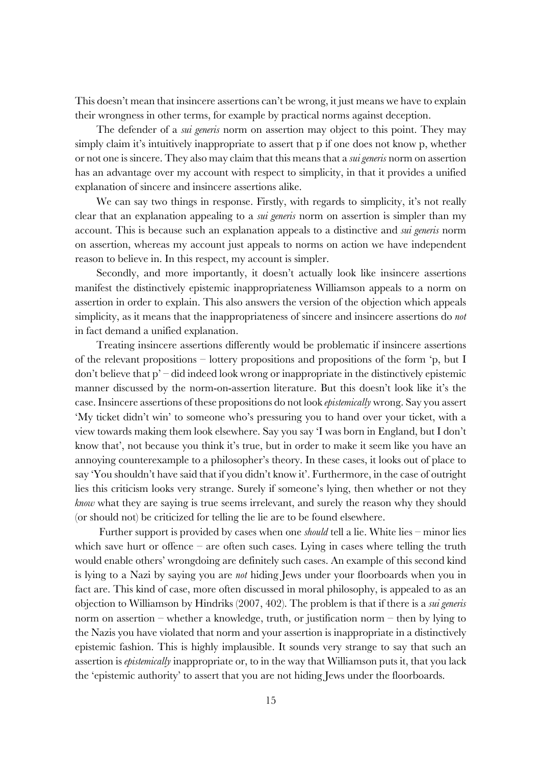This doesn't mean that insincere assertions can't be wrong, it just means we have to explain their wrongness in other terms, for example by practical norms against deception.

The defender of a *sui generis* norm on assertion may object to this point. They may simply claim it's intuitively inappropriate to assert that p if one does not know p, whether or not one is sincere. They also may claim that this means that a *sui generis* norm on assertion has an advantage over my account with respect to simplicity, in that it provides a unified explanation of sincere and insincere assertions alike.

We can say two things in response. Firstly, with regards to simplicity, it's not really clear that an explanation appealing to a *sui generis* norm on assertion is simpler than my account. This is because such an explanation appeals to a distinctive and *sui generis* norm on assertion, whereas my account just appeals to norms on action we have independent reason to believe in. In this respect, my account is simpler.

Secondly, and more importantly, it doesn't actually look like insincere assertions manifest the distinctively epistemic inappropriateness Williamson appeals to a norm on assertion in order to explain. This also answers the version of the objection which appeals simplicity, as it means that the inappropriateness of sincere and insincere assertions do *not* in fact demand a unified explanation.

Treating insincere assertions differently would be problematic if insincere assertions of the relevant propositions – lottery propositions and propositions of the form 'p, but I don't believe that p' – did indeed look wrong or inappropriate in the distinctively epistemic manner discussed by the norm-on-assertion literature. But this doesn't look like it's the case. Insincere assertions of these propositions do not look *epistemically* wrong. Say you assert 'My ticket didn't win' to someone who's pressuring you to hand over your ticket, with a view towards making them look elsewhere. Say you say 'I was born in England, but I don't know that', not because you think it's true, but in order to make it seem like you have an annoying counterexample to a philosopher's theory. In these cases, it looks out of place to say 'You shouldn't have said that if you didn't know it'. Furthermore, in the case of outright lies this criticism looks very strange. Surely if someone's lying, then whether or not they *know* what they are saying is true seems irrelevant, and surely the reason why they should (or should not) be criticized for telling the lie are to be found elsewhere.

Further support is provided by cases when one *should* tell a lie. White lies – minor lies which save hurt or offence – are often such cases. Lying in cases where telling the truth would enable others' wrongdoing are definitely such cases. An example of this second kind is lying to a Nazi by saying you are *not* hiding Jews under your floorboards when you in fact are. This kind of case, more often discussed in moral philosophy, is appealed to as an objection to Williamson by Hindriks (2007, 402). The problem is that if there is a *sui generis* norm on assertion – whether a knowledge, truth, or justification norm – then by lying to the Nazis you have violated that norm and your assertion is inappropriate in a distinctively epistemic fashion. This is highly implausible. It sounds very strange to say that such an assertion is *epistemically* inappropriate or, to in the way that Williamson puts it, that you lack the 'epistemic authority' to assert that you are not hiding Jews under the floorboards.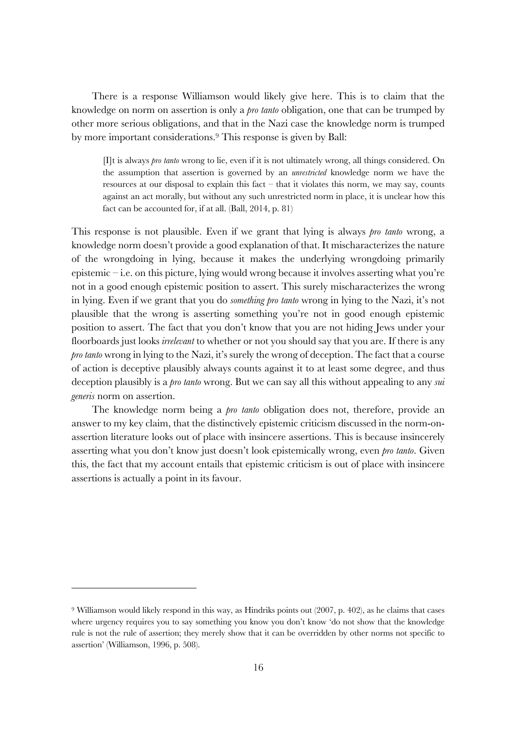There is a response Williamson would likely give here. This is to claim that the knowledge on norm on assertion is only a *pro tanto* obligation, one that can be trumped by other more serious obligations, and that in the Nazi case the knowledge norm is trumped by more important considerations.[9] This response is given by Ball:

> [I]t is always *pro tanto* wrong to lie, even if it is not ultimately wrong, all things considered. On the assumption that assertion is governed by an *unrestricted* knowledge norm we have the resources at our disposal to explain this fact – that it violates this norm, we may say, counts against an act morally, but without any such unrestricted norm in place, it is unclear how this fact can be accounted for, if at all. (Ball, 2014, p. 81)

This response is not plausible. Even if we grant that lying is always *pro tanto* wrong, a knowledge norm doesn't provide a good explanation of that. It mischaracterizes the nature of the wrongdoing in lying, because it makes the underlying wrongdoing primarily epistemic – i.e. on this picture, lying would wrong because it involves asserting what you're not in a good enough epistemic position to assert. This surely mischaracterizes the wrong in lying. Even if we grant that you do *something pro tanto* wrong in lying to the Nazi, it's not plausible that the wrong is asserting something you're not in good enough epistemic position to assert. The fact that you don't know that you are not hiding Jews under your floorboards just looks *irrelevant* to whether or not you should say that you are. If there is any *pro tanto* wrong in lying to the Nazi, it's surely the wrong of deception. The fact that a course of action is deceptive plausibly always counts against it to at least some degree, and thus deception plausibly is a *pro tanto* wrong. But we can say all this without appealing to any *sui generis* norm on assertion.

The knowledge norm being a *pro tanto* obligation does not, therefore, provide an answer to my key claim, that the distinctively epistemic criticism discussed in the norm-on-assertion literature looks out of place with insincere assertions. This is because insincerely asserting what you don't know just doesn't look epistemically wrong, even *pro tanto*. Given this, the fact that my account entails that epistemic criticism is out of place with insincere assertions is actually a point in its favour.

---

[9] Williamson would likely respond in this way, as Hindriks points out (2007, p. 402), as he claims that cases where urgency requires you to say something you know you don't know 'do not show that the knowledge rule is not the rule of assertion; they merely show that it can be overridden by other norms not specific to assertion' (Williamson, 1996, p. 508).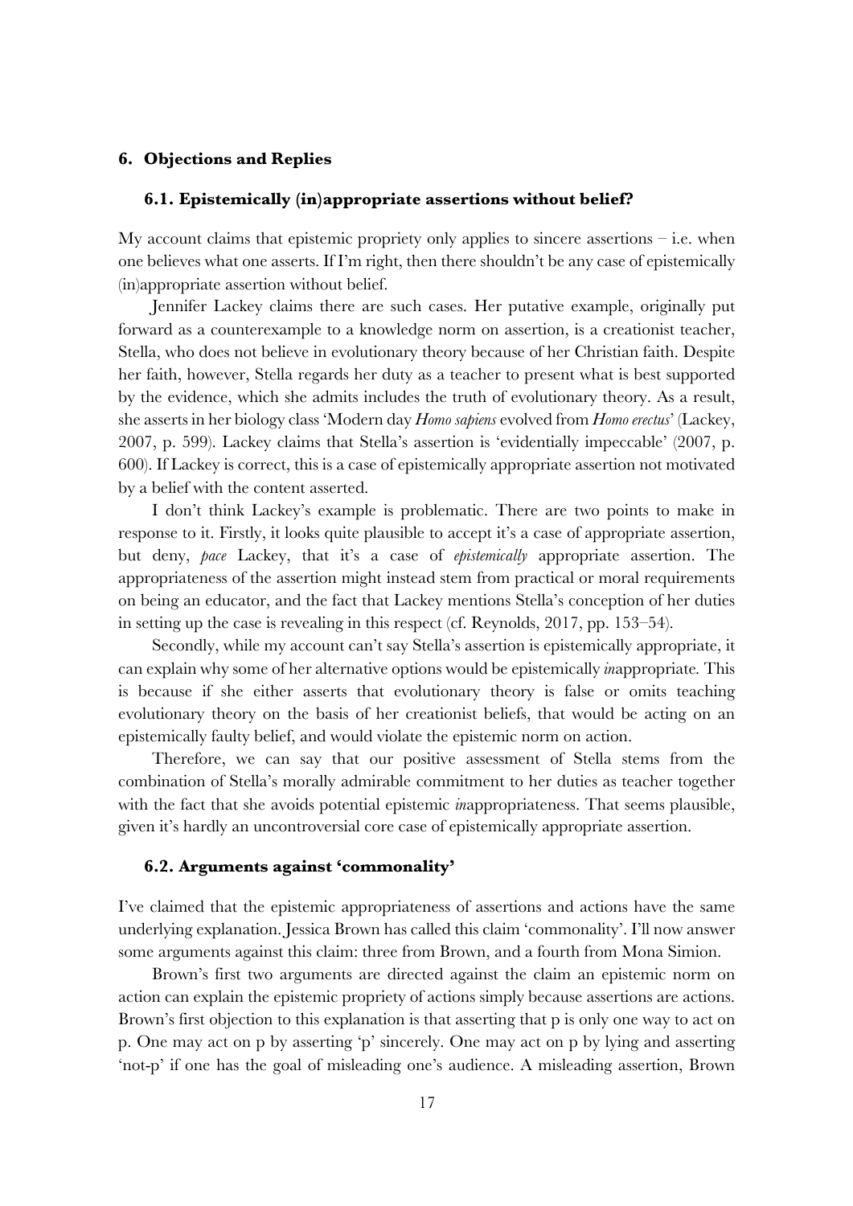## 6. Objections and Replies

### 6.1. Epistemically (in)appropriate assertions without belief?

My account claims that epistemic propriety only applies to sincere assertions – i.e. when one believes what one asserts. If I'm right, then there shouldn't be any case of epistemically (in)appropriate assertion without belief.

Jennifer Lackey claims there are such cases. Her putative example, originally put forward as a counterexample to a knowledge norm on assertion, is a creationist teacher, Stella, who does not believe in evolutionary theory because of her Christian faith. Despite her faith, however, Stella regards her duty as a teacher to present what is best supported by the evidence, which she admits includes the truth of evolutionary theory. As a result, she asserts in her biology class 'Modern day *Homo sapiens* evolved from *Homo erectus*' (Lackey, 2007, p. 599). Lackey claims that Stella's assertion is 'evidentially impeccable' (2007, p. 600). If Lackey is correct, this is a case of epistemically appropriate assertion not motivated by a belief with the content asserted.

I don't think Lackey's example is problematic. There are two points to make in response to it. Firstly, it looks quite plausible to accept it's a case of appropriate assertion, but deny, *pace* Lackey, that it's a case of *epistemically* appropriate assertion. The appropriateness of the assertion might instead stem from practical or moral requirements on being an educator, and the fact that Lackey mentions Stella's conception of her duties in setting up the case is revealing in this respect (cf. Reynolds, 2017, pp. 153–54).

Secondly, while my account can't say Stella's assertion is epistemically appropriate, it can explain why some of her alternative options would be epistemically *in*appropriate. This is because if she either asserts that evolutionary theory is false or omits teaching evolutionary theory on the basis of her creationist beliefs, that would be acting on an epistemically faulty belief, and would violate the epistemic norm on action.

Therefore, we can say that our positive assessment of Stella stems from the combination of Stella's morally admirable commitment to her duties as teacher together with the fact that she avoids potential epistemic *in*appropriateness. That seems plausible, given it's hardly an uncontroversial core case of epistemically appropriate assertion.

### 6.2. Arguments against 'commonality'

I've claimed that the epistemic appropriateness of assertions and actions have the same underlying explanation. Jessica Brown has called this claim 'commonality'. I'll now answer some arguments against this claim: three from Brown, and a fourth from Mona Simion.

Brown's first two arguments are directed against the claim an epistemic norm on action can explain the epistemic propriety of actions simply because assertions are actions. Brown's first objection to this explanation is that asserting that p is only one way to act on p. One may act on p by asserting 'p' sincerely. One may act on p by lying and asserting 'not-p' if one has the goal of misleading one's audience. A misleading assertion, Brown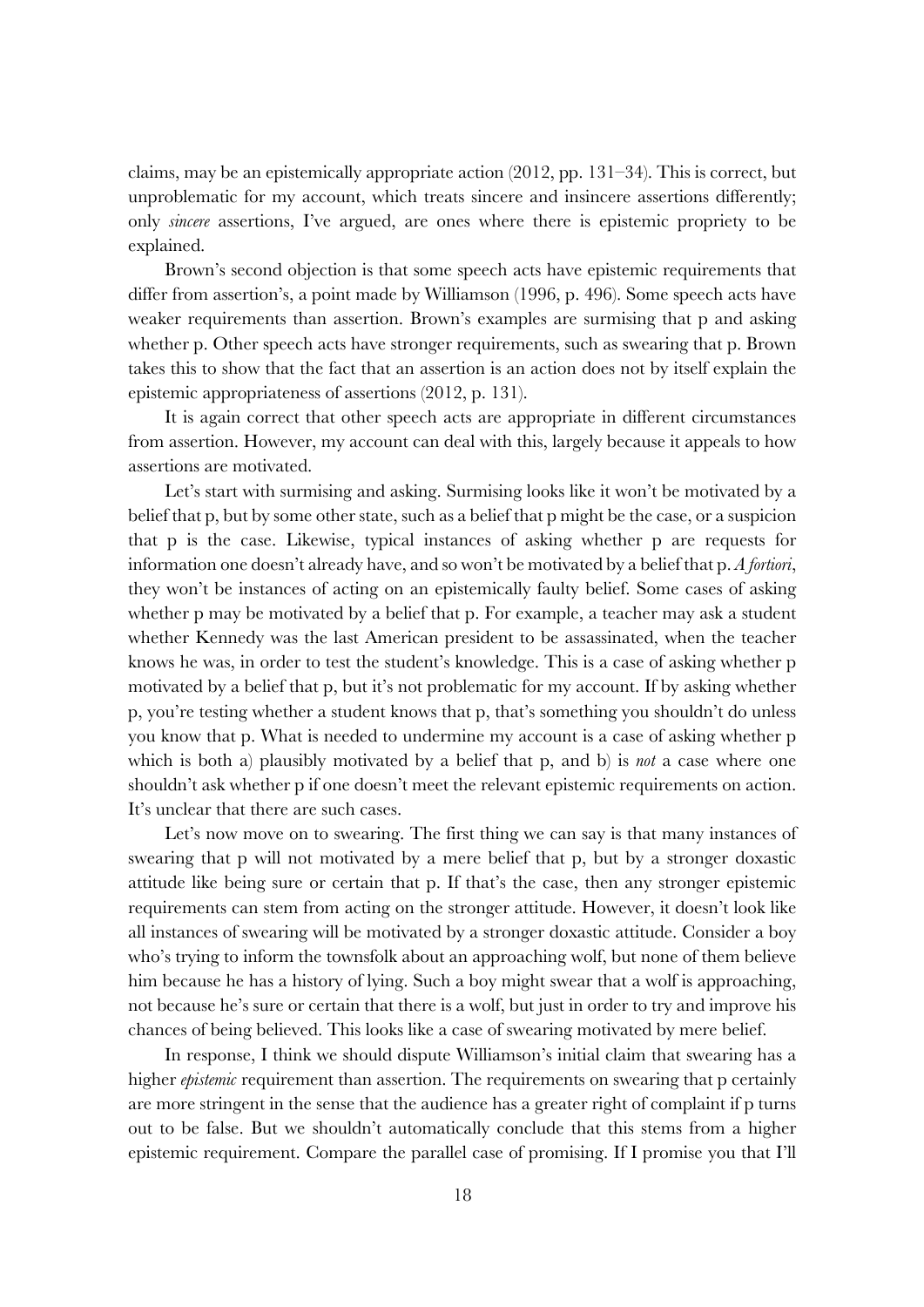claims, may be an epistemically appropriate action (2012, pp. 131–34). This is correct, but unproblematic for my account, which treats sincere and insincere assertions differently; only *sincere* assertions, I've argued, are ones where there is epistemic propriety to be explained.

Brown's second objection is that some speech acts have epistemic requirements that differ from assertion's, a point made by Williamson (1996, p. 496). Some speech acts have weaker requirements than assertion. Brown's examples are surmising that p and asking whether p. Other speech acts have stronger requirements, such as swearing that p. Brown takes this to show that the fact that an assertion is an action does not by itself explain the epistemic appropriateness of assertions (2012, p. 131).

It is again correct that other speech acts are appropriate in different circumstances from assertion. However, my account can deal with this, largely because it appeals to how assertions are motivated.

Let's start with surmising and asking. Surmising looks like it won't be motivated by a belief that p, but by some other state, such as a belief that p might be the case, or a suspicion that p is the case. Likewise, typical instances of asking whether p are requests for information one doesn't already have, and so won't be motivated by a belief that p. *A fortiori*, they won't be instances of acting on an epistemically faulty belief. Some cases of asking whether p may be motivated by a belief that p. For example, a teacher may ask a student whether Kennedy was the last American president to be assassinated, when the teacher knows he was, in order to test the student's knowledge. This is a case of asking whether p motivated by a belief that p, but it's not problematic for my account. If by asking whether p, you're testing whether a student knows that p, that's something you shouldn't do unless you know that p. What is needed to undermine my account is a case of asking whether p which is both a) plausibly motivated by a belief that p, and b) is *not* a case where one shouldn't ask whether p if one doesn't meet the relevant epistemic requirements on action. It's unclear that there are such cases.

Let's now move on to swearing. The first thing we can say is that many instances of swearing that p will not motivated by a mere belief that p, but by a stronger doxastic attitude like being sure or certain that p. If that's the case, then any stronger epistemic requirements can stem from acting on the stronger attitude. However, it doesn't look like all instances of swearing will be motivated by a stronger doxastic attitude. Consider a boy who's trying to inform the townsfolk about an approaching wolf, but none of them believe him because he has a history of lying. Such a boy might swear that a wolf is approaching, not because he's sure or certain that there is a wolf, but just in order to try and improve his chances of being believed. This looks like a case of swearing motivated by mere belief.

In response, I think we should dispute Williamson's initial claim that swearing has a higher *epistemic* requirement than assertion. The requirements on swearing that p certainly are more stringent in the sense that the audience has a greater right of complaint if p turns out to be false. But we shouldn't automatically conclude that this stems from a higher epistemic requirement. Compare the parallel case of promising. If I promise you that I'll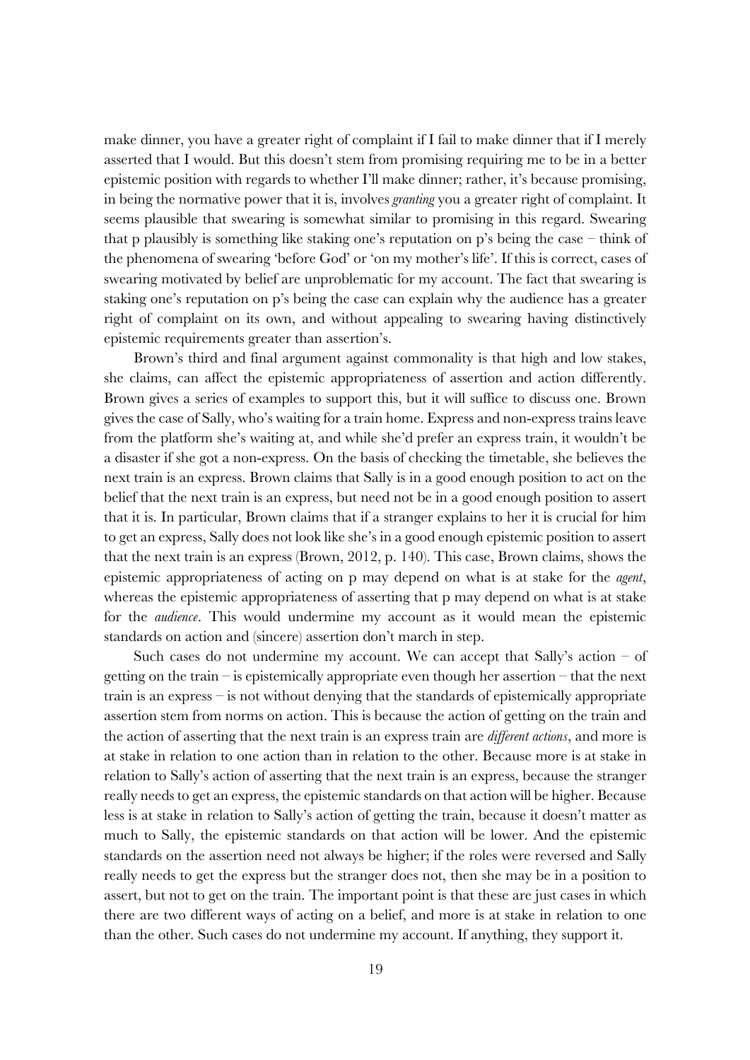make dinner, you have a greater right of complaint if I fail to make dinner that if I merely asserted that I would. But this doesn't stem from promising requiring me to be in a better epistemic position with regards to whether I'll make dinner; rather, it's because promising, in being the normative power that it is, involves *granting* you a greater right of complaint. It seems plausible that swearing is somewhat similar to promising in this regard. Swearing that p plausibly is something like staking one's reputation on p's being the case – think of the phenomena of swearing 'before God' or 'on my mother's life'. If this is correct, cases of swearing motivated by belief are unproblematic for my account. The fact that swearing is staking one's reputation on p's being the case can explain why the audience has a greater right of complaint on its own, and without appealing to swearing having distinctively epistemic requirements greater than assertion's.

Brown's third and final argument against commonality is that high and low stakes, she claims, can affect the epistemic appropriateness of assertion and action differently. Brown gives a series of examples to support this, but it will suffice to discuss one. Brown gives the case of Sally, who's waiting for a train home. Express and non-express trains leave from the platform she's waiting at, and while she'd prefer an express train, it wouldn't be a disaster if she got a non-express. On the basis of checking the timetable, she believes the next train is an express. Brown claims that Sally is in a good enough position to act on the belief that the next train is an express, but need not be in a good enough position to assert that it is. In particular, Brown claims that if a stranger explains to her it is crucial for him to get an express, Sally does not look like she's in a good enough epistemic position to assert that the next train is an express (Brown, 2012, p. 140). This case, Brown claims, shows the epistemic appropriateness of acting on p may depend on what is at stake for the *agent*, whereas the epistemic appropriateness of asserting that p may depend on what is at stake for the *audience*. This would undermine my account as it would mean the epistemic standards on action and (sincere) assertion don't march in step.

Such cases do not undermine my account. We can accept that Sally's action – of getting on the train – is epistemically appropriate even though her assertion – that the next train is an express – is not without denying that the standards of epistemically appropriate assertion stem from norms on action. This is because the action of getting on the train and the action of asserting that the next train is an express train are *different actions*, and more is at stake in relation to one action than in relation to the other. Because more is at stake in relation to Sally's action of asserting that the next train is an express, because the stranger really needs to get an express, the epistemic standards on that action will be higher. Because less is at stake in relation to Sally's action of getting the train, because it doesn't matter as much to Sally, the epistemic standards on that action will be lower. And the epistemic standards on the assertion need not always be higher; if the roles were reversed and Sally really needs to get the express but the stranger does not, then she may be in a position to assert, but not to get on the train. The important point is that these are just cases in which there are two different ways of acting on a belief, and more is at stake in relation to one than the other. Such cases do not undermine my account. If anything, they support it.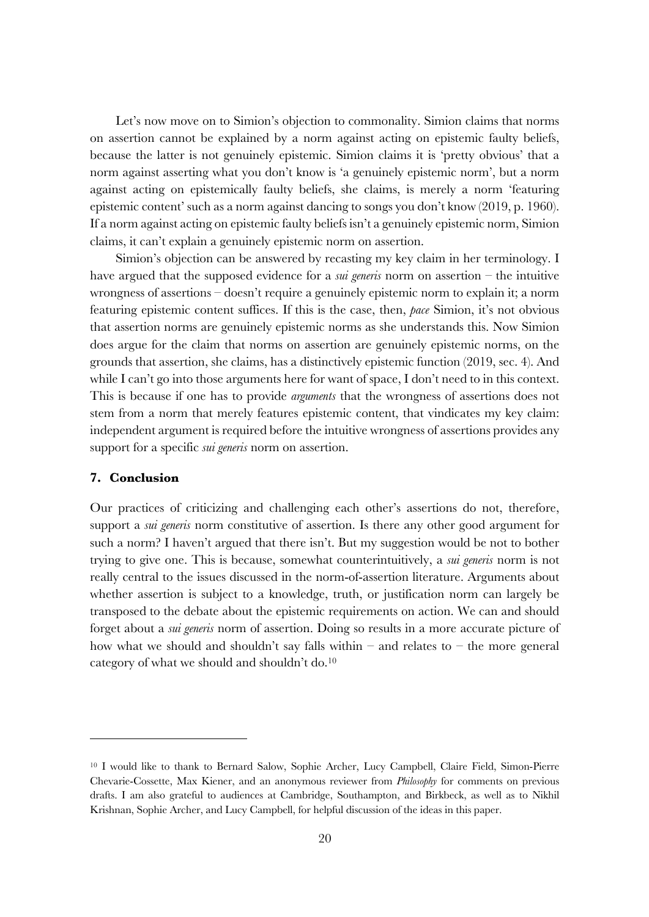Let's now move on to Simion's objection to commonality. Simion claims that norms on assertion cannot be explained by a norm against acting on epistemic faulty beliefs, because the latter is not genuinely epistemic. Simion claims it is 'pretty obvious' that a norm against asserting what you don't know is 'a genuinely epistemic norm', but a norm against acting on epistemically faulty beliefs, she claims, is merely a norm 'featuring epistemic content' such as a norm against dancing to songs you don't know (2019, p. 1960). If a norm against acting on epistemic faulty beliefs isn't a genuinely epistemic norm, Simion claims, it can't explain a genuinely epistemic norm on assertion.

Simion's objection can be answered by recasting my key claim in her terminology. I have argued that the supposed evidence for a *sui generis* norm on assertion – the intuitive wrongness of assertions – doesn't require a genuinely epistemic norm to explain it; a norm featuring epistemic content suffices. If this is the case, then, *pace* Simion, it's not obvious that assertion norms are genuinely epistemic norms as she understands this. Now Simion does argue for the claim that norms on assertion are genuinely epistemic norms, on the grounds that assertion, she claims, has a distinctively epistemic function (2019, sec. 4). And while I can't go into those arguments here for want of space, I don't need to in this context. This is because if one has to provide *arguments* that the wrongness of assertions does not stem from a norm that merely features epistemic content, that vindicates my key claim: independent argument is required before the intuitive wrongness of assertions provides any support for a specific *sui generis* norm on assertion.

## 7. Conclusion

Our practices of criticizing and challenging each other's assertions do not, therefore, support a *sui generis* norm constitutive of assertion. Is there any other good argument for such a norm? I haven't argued that there isn't. But my suggestion would be not to bother trying to give one. This is because, somewhat counterintuitively, a *sui generis* norm is not really central to the issues discussed in the norm-of-assertion literature. Arguments about whether assertion is subject to a knowledge, truth, or justification norm can largely be transposed to the debate about the epistemic requirements on action. We can and should forget about a *sui generis* norm of assertion. Doing so results in a more accurate picture of how what we should and shouldn't say falls within – and relates to – the more general category of what we should and shouldn't do.[10]

---

[10] I would like to thank to Bernard Salow, Sophie Archer, Lucy Campbell, Claire Field, Simon-Pierre Chevarie-Cossette, Max Kiener, and an anonymous reviewer from *Philosophy* for comments on previous drafts. I am also grateful to audiences at Cambridge, Southampton, and Birkbeck, as well as to Nikhil Krishnan, Sophie Archer, and Lucy Campbell, for helpful discussion of the ideas in this paper.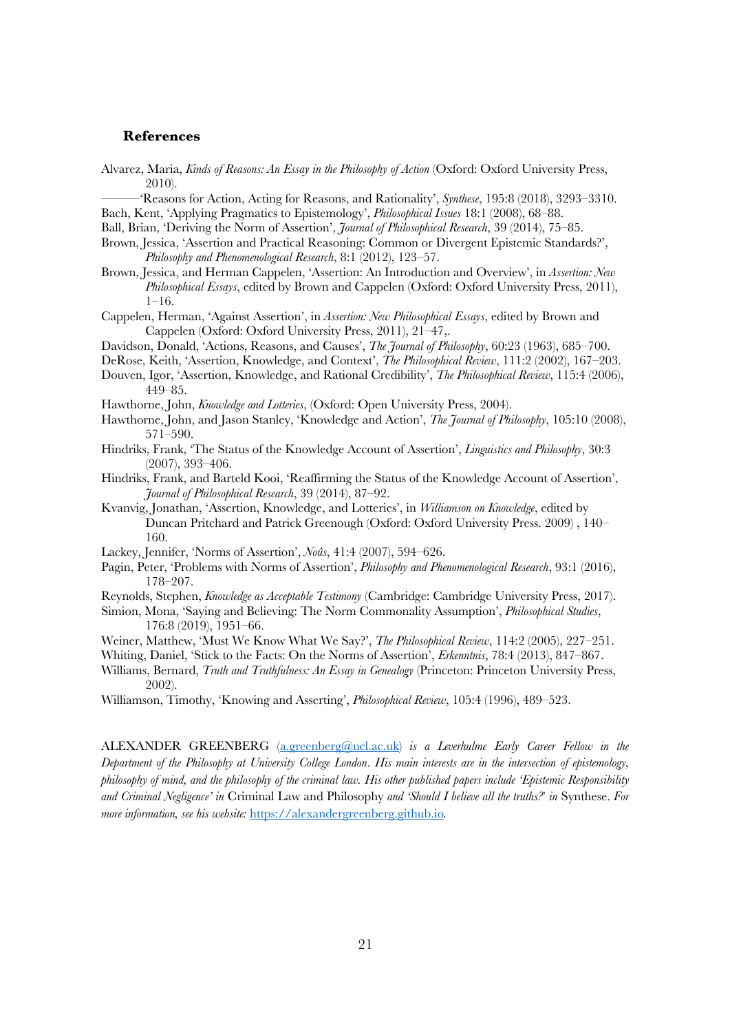### References

Alvarez, Maria, *Kinds of Reasons: An Essay in the Philosophy of Action* (Oxford: Oxford University Press, 2010).

———'Reasons for Action, Acting for Reasons, and Rationality', *Synthese*, 195:8 (2018), 3293–3310.

Bach, Kent, 'Applying Pragmatics to Epistemology', *Philosophical Issues* 18:1 (2008), 68–88.

Ball, Brian, 'Deriving the Norm of Assertion', *Journal of Philosophical Research*, 39 (2014), 75–85.

Brown, Jessica, 'Assertion and Practical Reasoning: Common or Divergent Epistemic Standards?', *Philosophy and Phenomenological Research*, 8:1 (2012), 123–57.

Brown, Jessica, and Herman Cappelen, 'Assertion: An Introduction and Overview', in *Assertion: New Philosophical Essays*, edited by Brown and Cappelen (Oxford: Oxford University Press, 2011), 1–16.

Cappelen, Herman, 'Against Assertion', in *Assertion: New Philosophical Essays*, edited by Brown and Cappelen (Oxford: Oxford University Press, 2011), 21–47,.

Davidson, Donald, 'Actions, Reasons, and Causes', *The Journal of Philosophy*, 60:23 (1963), 685–700.

DeRose, Keith, 'Assertion, Knowledge, and Context', *The Philosophical Review*, 111:2 (2002), 167–203.

Douven, Igor, 'Assertion, Knowledge, and Rational Credibility', *The Philosophical Review*, 115:4 (2006), 449–85.

Hawthorne, John, *Knowledge and Lotteries*, (Oxford: Open University Press, 2004).

Hawthorne, John, and Jason Stanley, 'Knowledge and Action', *The Journal of Philosophy*, 105:10 (2008), 571–590.

Hindriks, Frank, 'The Status of the Knowledge Account of Assertion', *Linguistics and Philosophy*, 30:3 (2007), 393–406.

Hindriks, Frank, and Barteld Kooi, 'Reaffirming the Status of the Knowledge Account of Assertion', *Journal of Philosophical Research*, 39 (2014), 87–92.

Kvanvig, Jonathan, 'Assertion, Knowledge, and Lotteries', in *Williamson on Knowledge*, edited by Duncan Pritchard and Patrick Greenough (Oxford: Oxford University Press. 2009) , 140–160.

Lackey, Jennifer, 'Norms of Assertion', *Noûs*, 41:4 (2007), 594–626.

Pagin, Peter, 'Problems with Norms of Assertion', *Philosophy and Phenomenological Research*, 93:1 (2016), 178–207.

Reynolds, Stephen, *Knowledge as Acceptable Testimony* (Cambridge: Cambridge University Press, 2017).

Simion, Mona, 'Saying and Believing: The Norm Commonality Assumption', *Philosophical Studies*, 176:8 (2019), 1951–66.

Weiner, Matthew, 'Must We Know What We Say?', *The Philosophical Review*, 114:2 (2005), 227–251.

Whiting, Daniel, 'Stick to the Facts: On the Norms of Assertion', *Erkenntnis*, 78:4 (2013), 847–867.

Williams, Bernard, *Truth and Truthfulness: An Essay in Genealogy* (Princeton: Princeton University Press, 2002).

Williamson, Timothy, 'Knowing and Asserting', *Philosophical Review*, 105:4 (1996), 489–523.

ALEXANDER GREENBERG (a.greenberg@ucl.ac.uk) *is a Leverhulme Early Career Fellow in the Department of the Philosophy at University College London. His main interests are in the intersection of epistemology, philosophy of mind, and the philosophy of the criminal law. His other published papers include 'Epistemic Responsibility and Criminal Negligence' in* Criminal Law and Philosophy *and 'Should I believe all the truths?' in* Synthese. *For more information, see his website:* https://alexandergreenberg.github.io.